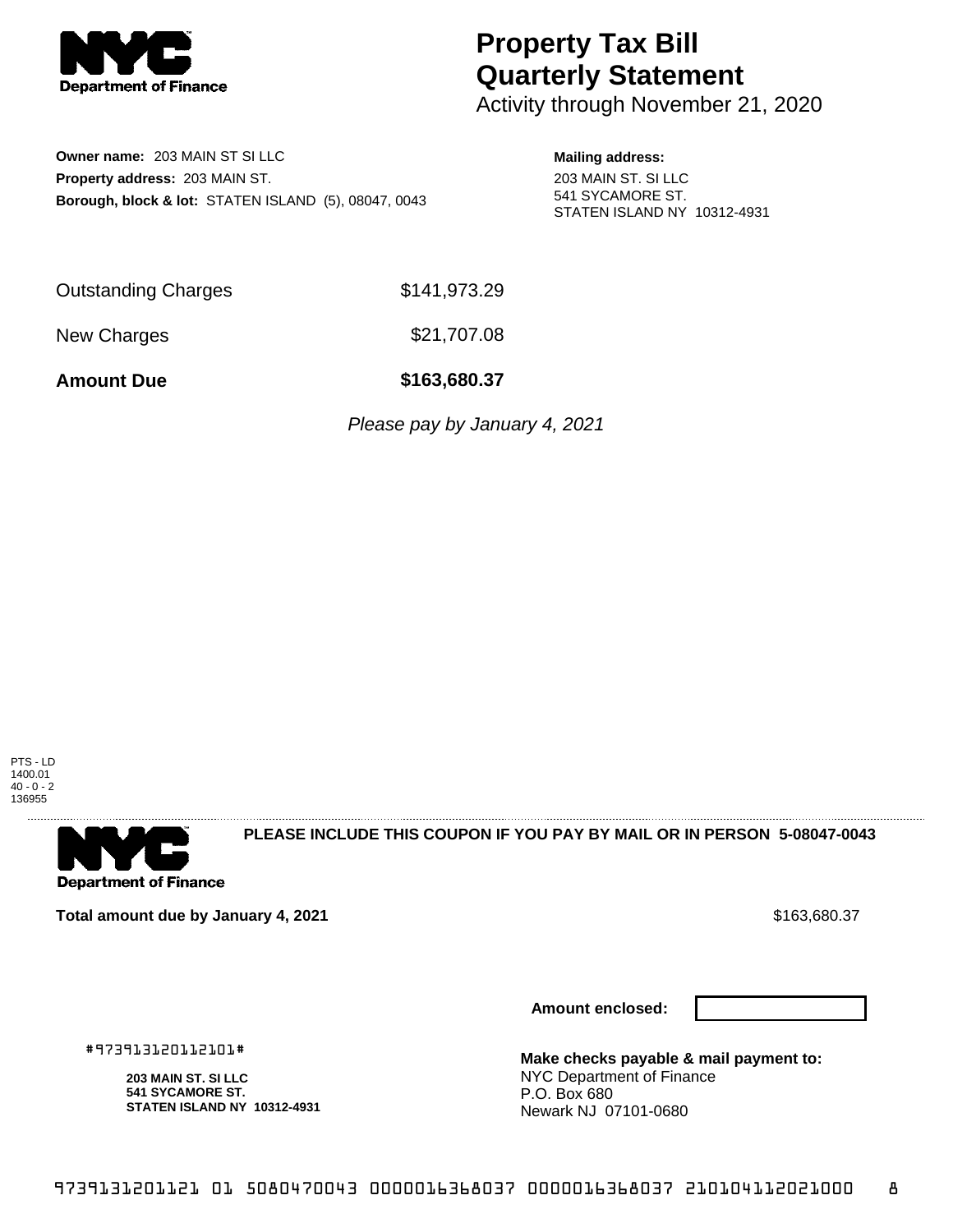# Property Tax Bill Quarterly Statement

Activity through November 21, 2020

**Owner name:** 203 MAIN ST SI LLC
**Property address:** 203 MAIN ST.
**Borough, block & lot:** STATEN ISLAND (5), 08047, 0043

**Mailing address:**
203 MAIN ST. SI LLC
541 SYCAMORE ST.
STATEN ISLAND NY 10312-4931

| | |
|---|---|
| Outstanding Charges | $141,973.29 |
| New Charges | $21,707.08 |
| **Amount Due** | **$163,680.37** |

*Please pay by January 4, 2021*

PTS - LD
1400.01
40 - 0 - 2
136955

**PLEASE INCLUDE THIS COUPON IF YOU PAY BY MAIL OR IN PERSON 5-08047-0043**

**Total amount due by January 4, 2021** $163,680.37

**Amount enclosed:**

#973913120112101#

**203 MAIN ST. SI LLC**
**541 SYCAMORE ST.**
**STATEN ISLAND NY 10312-4931**

**Make checks payable & mail payment to:**
NYC Department of Finance
P.O. Box 680
Newark NJ 07101-0680

9739131201121 01 5080470043 0000016368037 0000016368037 210104112021000 8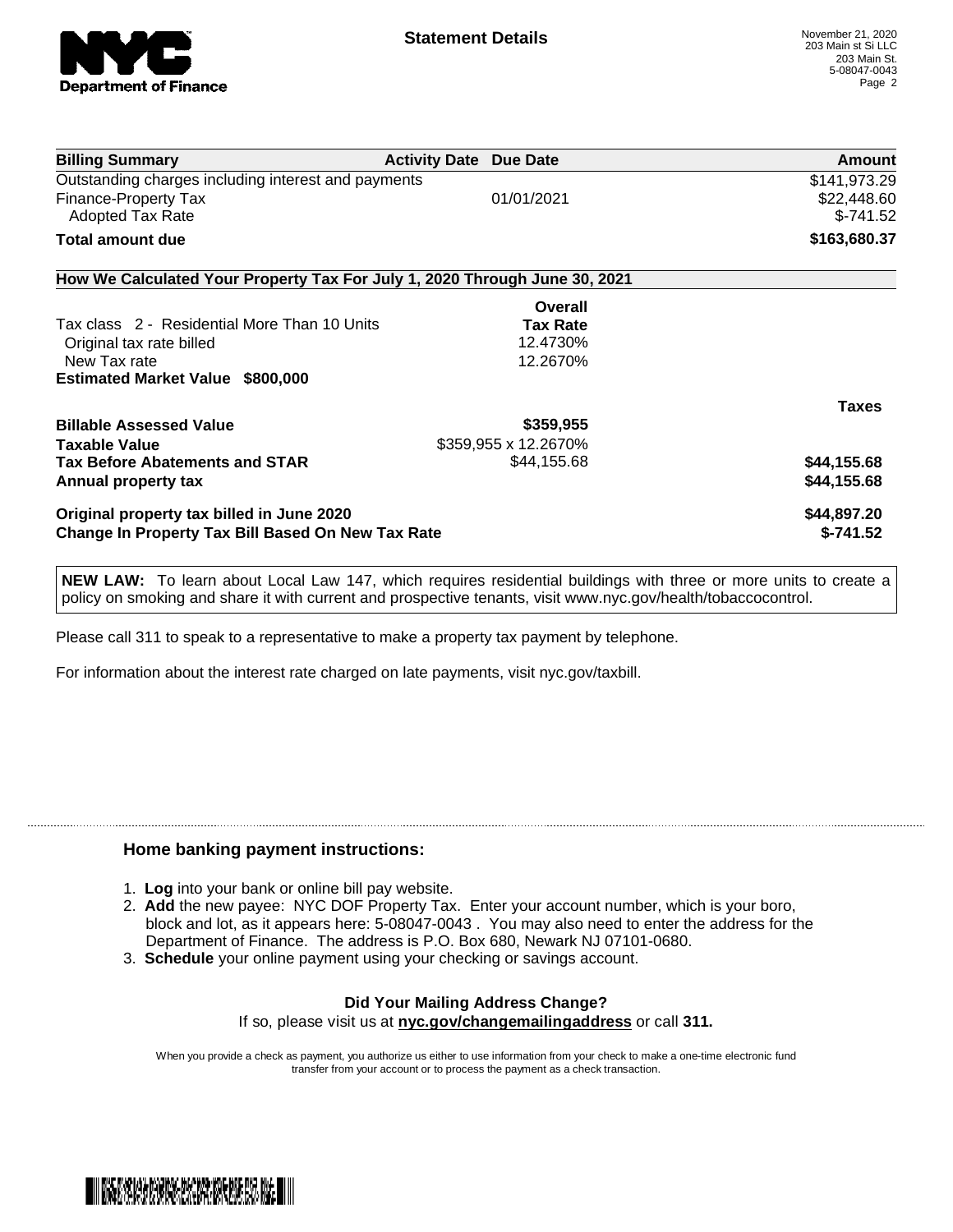**NYC Department of Finance**

## Statement Details

November 21, 2020
203 Main st Si LLC
203 Main St.
5-08047-0043
Page 2

| Billing Summary | Activity Date | Due Date | Amount |
|---|---|---|---|
| Outstanding charges including interest and payments | | | $141,973.29 |
| Finance-Property Tax | | 01/01/2021 | $22,448.60 |
| Adopted Tax Rate | | | $-741.52 |
| **Total amount due** | | | **$163,680.37** |

### How We Calculated Your Property Tax For July 1, 2020 Through June 30, 2021

| | Overall Tax Rate | |
|---|---|---|
| Tax class 2 - Residential More Than 10 Units | | |
| Original tax rate billed | 12.4730% | |
| New Tax rate | 12.2670% | |
| **Estimated Market Value $800,000** | | |

| | | Taxes |
|---|---|---|
| **Billable Assessed Value** | **$359,955** | |
| **Taxable Value** | $359,955 x 12.2670% | |
| **Tax Before Abatements and STAR** | $44,155.68 | **$44,155.68** |
| **Annual property tax** | | **$44,155.68** |
| **Original property tax billed in June 2020** | | **$44,897.20** |
| **Change In Property Tax Bill Based On New Tax Rate** | | **$-741.52** |

**NEW LAW:** To learn about Local Law 147, which requires residential buildings with three or more units to create a policy on smoking and share it with current and prospective tenants, visit www.nyc.gov/health/tobaccocontrol.

Please call 311 to speak to a representative to make a property tax payment by telephone.

For information about the interest rate charged on late payments, visit nyc.gov/taxbill.

### Home banking payment instructions:

1. **Log** into your bank or online bill pay website.
2. **Add** the new payee: NYC DOF Property Tax. Enter your account number, which is your boro, block and lot, as it appears here: 5-08047-0043 . You may also need to enter the address for the Department of Finance. The address is P.O. Box 680, Newark NJ 07101-0680.
3. **Schedule** your online payment using your checking or savings account.

**Did Your Mailing Address Change?**
If so, please visit us at **nyc.gov/changemailingaddress** or call **311.**

When you provide a check as payment, you authorize us either to use information from your check to make a one-time electronic fund transfer from your account or to process the payment as a check transaction.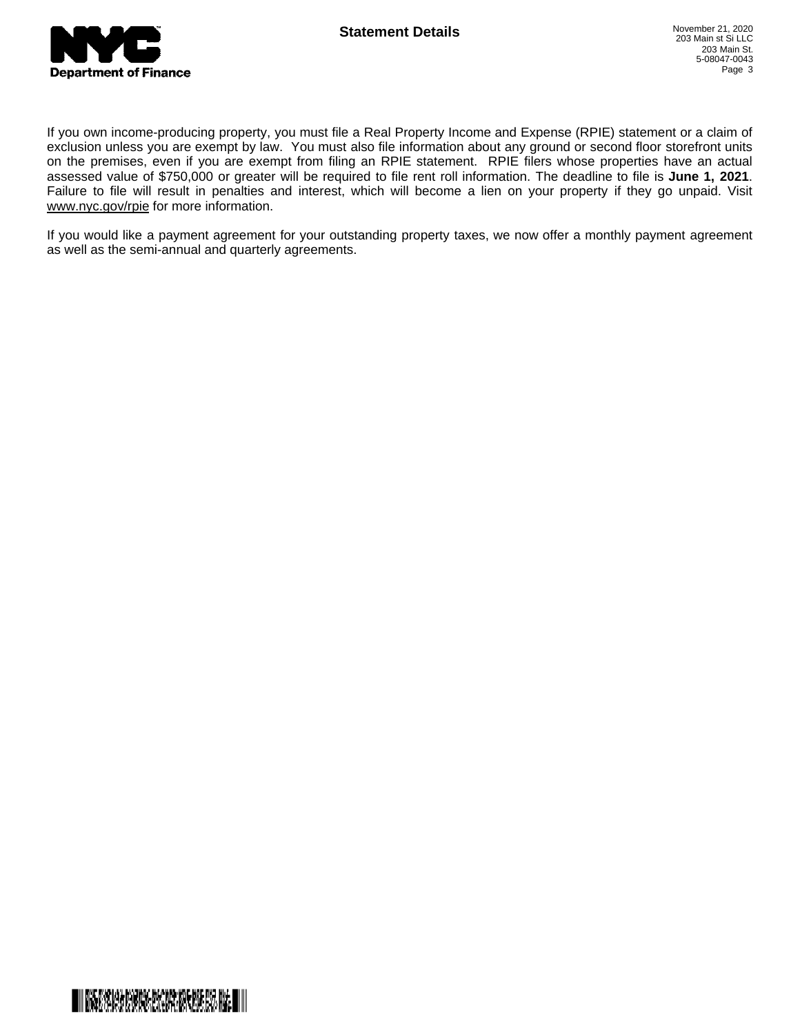If you own income-producing property, you must file a Real Property Income and Expense (RPIE) statement or a claim of exclusion unless you are exempt by law. You must also file information about any ground or second floor storefront units on the premises, even if you are exempt from filing an RPIE statement. RPIE filers whose properties have an actual assessed value of $750,000 or greater will be required to file rent roll information. The deadline to file is **June 1, 2021**. Failure to file will result in penalties and interest, which will become a lien on your property if they go unpaid. Visit www.nyc.gov/rpie for more information.

If you would like a payment agreement for your outstanding property taxes, we now offer a monthly payment agreement as well as the semi-annual and quarterly agreements.